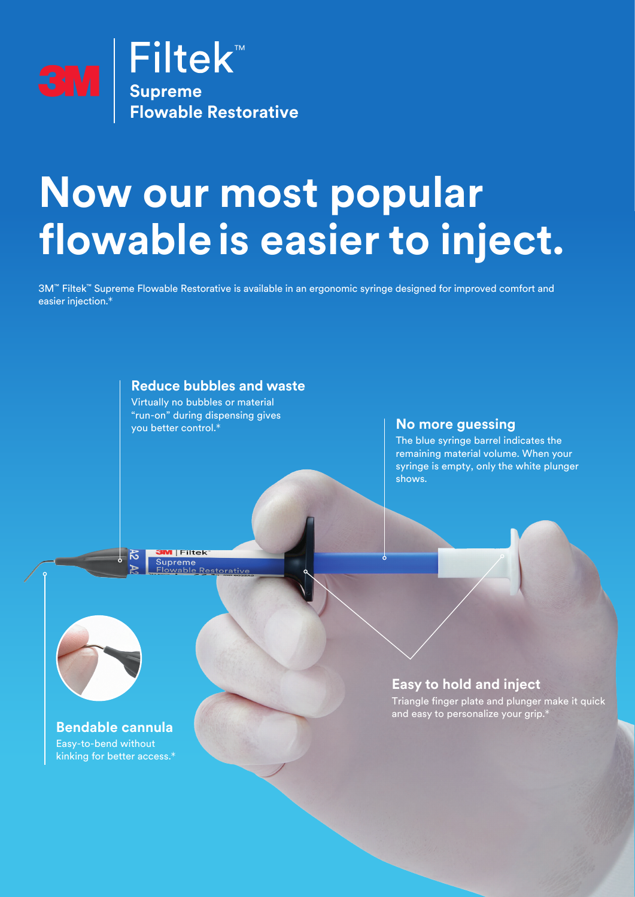3M Filtek™

**Supreme Flowable Restorative**

# Now our most popular flowable is easier to inject.

3M™ Filtek™ Supreme Flowable Restorative is available in an ergonomic syringe designed for improved comfort and easier injection.*

### Reduce bubbles and waste

Virtually no bubbles or material "run-on" during dispensing gives you better control.*

### No more guessing

The blue syringe barrel indicates the remaining material volume. When your syringe is empty, only the white plunger shows.

### Bendable cannula

Easy-to-bend without kinking for better access.*

### Easy to hold and inject

Triangle finger plate and plunger make it quick and easy to personalize your grip.*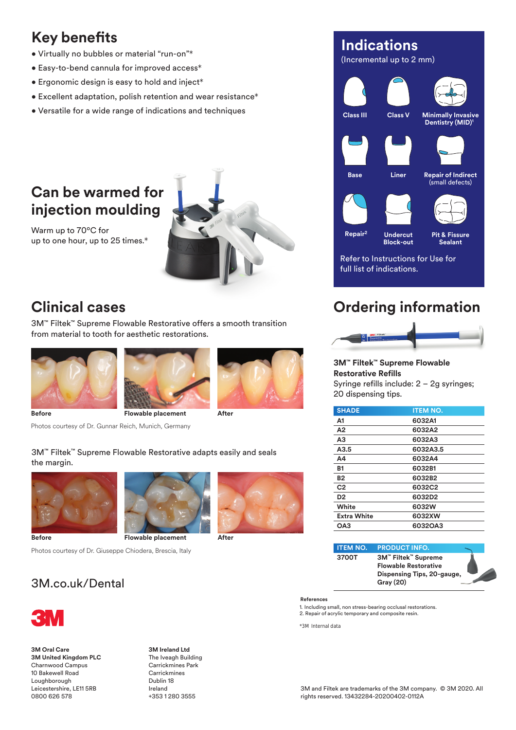## Key benefits

- Virtually no bubbles or material "run-on"*
- Easy-to-bend cannula for improved access*
- Ergonomic design is easy to hold and inject*
- Excellent adaptation, polish retention and wear resistance*
- Versatile for a wide range of indications and techniques

## Can be warmed for injection moulding

Warm up to 70°C for up to one hour, up to 25 times.*

## Indications

(Incremental up to 2 mm)

Class III

Class V

Minimally Invasive Dentistry (MID)[1]

Base

Liner

Repair of Indirect (small defects)

Repair[2]

Undercut Block-out

Pit & Fissure Sealant

Refer to Instructions for Use for full list of indications.

## Clinical cases

3M™ Filtek™ Supreme Flowable Restorative offers a smooth transition from material to tooth for aesthetic restorations.

**Before** **Flowable placement** **After**

Photos courtesy of Dr. Gunnar Reich, Munich, Germany

3M™ Filtek™ Supreme Flowable Restorative adapts easily and seals the margin.

**Before** **Flowable placement** **After**

Photos courtesy of Dr. Giuseppe Chiodera, Brescia, Italy

## Ordering information

**3M™ Filtek™ Supreme Flowable Restorative Refills**
Syringe refills include: 2 – 2g syringes; 20 dispensing tips.

| SHADE | ITEM NO. |
|---|---|
| A1 | 6032A1 |
| A2 | 6032A2 |
| A3 | 6032A3 |
| A3.5 | 6032A3.5 |
| A4 | 6032A4 |
| B1 | 6032B1 |
| B2 | 6032B2 |
| C2 | 6032C2 |
| D2 | 6032D2 |
| White | 6032W |
| Extra White | 6032XW |
| OA3 | 6032OA3 |

| ITEM NO. | PRODUCT INFO. |
|---|---|
| 3700T | 3M™ Filtek™ Supreme Flowable Restorative Dispensing Tips, 20-gauge, Gray (20) |

**References**
1. Including small, non stress-bearing occlusal restorations.
2. Repair of acrylic temporary and composite resin.

*3M Internal data

3M.co.uk/Dental

**3M Oral Care**
**3M United Kingdom PLC**
Charnwood Campus
10 Bakewell Road
Loughborough
Leicestershire, LE11 5RB
0800 626 578

**3M Ireland Ltd**
The Iveagh Building
Carrickmines Park
Carrickmines
Dublin 18
Ireland
+353 1 280 3555

3M and Filtek are trademarks of the 3M company. © 3M 2020. All rights reserved. 13432284-20200402-0112A